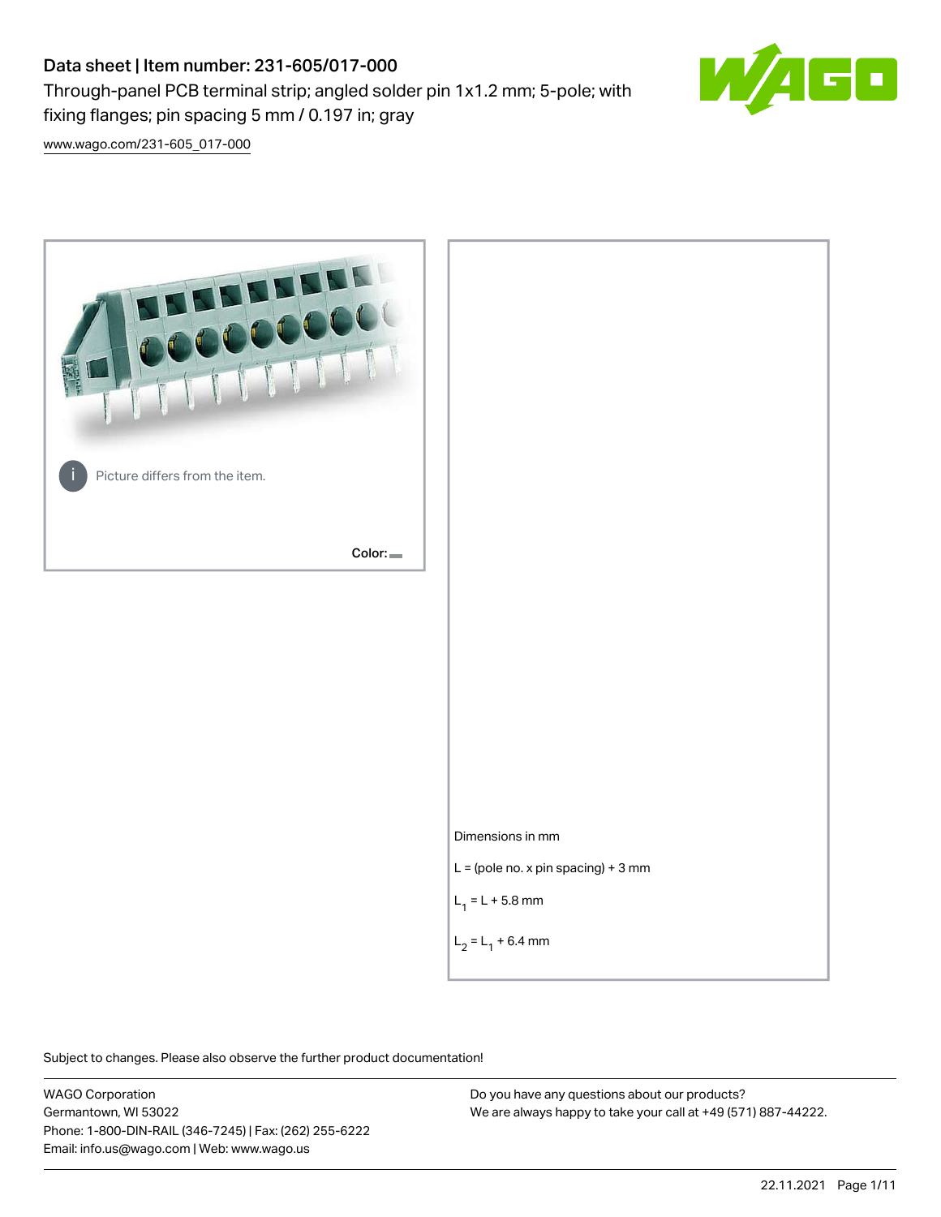# Data sheet | Item number: 231-605/017-000

Through-panel PCB terminal strip; angled solder pin 1x1.2 mm; 5-pole; with fixing flanges; pin spacing 5 mm / 0.197 in; gray

www.wago.com/231-605_017-000

Picture differs from the item.

Color:

Dimensions in mm

L = (pole no. x pin spacing) + 3 mm

$L_1$ = L + 5.8 mm

$L_2$ = $L_1$ + 6.4 mm

Subject to changes. Please also observe the further product documentation!

WAGO Corporation
Germantown, WI 53022
Phone: 1-800-DIN-RAIL (346-7245) | Fax: (262) 255-6222
Email: info.us@wago.com | Web: www.wago.us

Do you have any questions about our products?
We are always happy to take your call at +49 (571) 887-44222.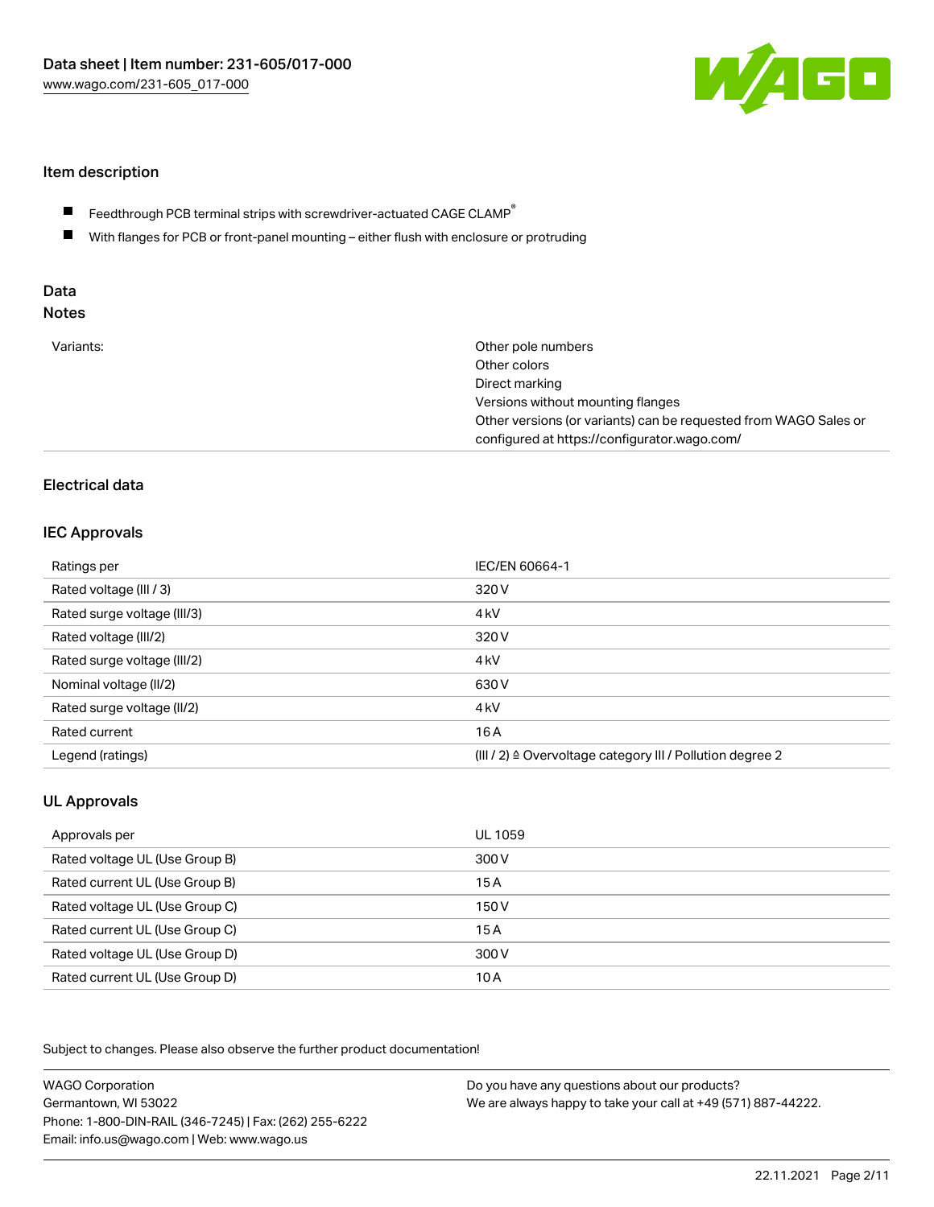## Item description

- Feedthrough PCB terminal strips with screwdriver-actuated CAGE CLAMP®
- With flanges for PCB or front-panel mounting – either flush with enclosure or protruding

## Data
## Notes

| | |
|---|---|
| Variants: | Other pole numbers<br>Other colors<br>Direct marking<br>Versions without mounting flanges<br>Other versions (or variants) can be requested from WAGO Sales or configured at https://configurator.wago.com/ |

## Electrical data

### IEC Approvals

| | |
|---|---|
| Ratings per | IEC/EN 60664-1 |
| Rated voltage (III / 3) | 320 V |
| Rated surge voltage (III/3) | 4 kV |
| Rated voltage (III/2) | 320 V |
| Rated surge voltage (III/2) | 4 kV |
| Nominal voltage (II/2) | 630 V |
| Rated surge voltage (II/2) | 4 kV |
| Rated current | 16 A |
| Legend (ratings) | (III / 2) ≙ Overvoltage category III / Pollution degree 2 |

### UL Approvals

| | |
|---|---|
| Approvals per | UL 1059 |
| Rated voltage UL (Use Group B) | 300 V |
| Rated current UL (Use Group B) | 15 A |
| Rated voltage UL (Use Group C) | 150 V |
| Rated current UL (Use Group C) | 15 A |
| Rated voltage UL (Use Group D) | 300 V |
| Rated current UL (Use Group D) | 10 A |

Subject to changes. Please also observe the further product documentation!

WAGO Corporation
Germantown, WI 53022
Phone: 1-800-DIN-RAIL (346-7245) | Fax: (262) 255-6222
Email: info.us@wago.com | Web: www.wago.us

Do you have any questions about our products?
We are always happy to take your call at +49 (571) 887-44222.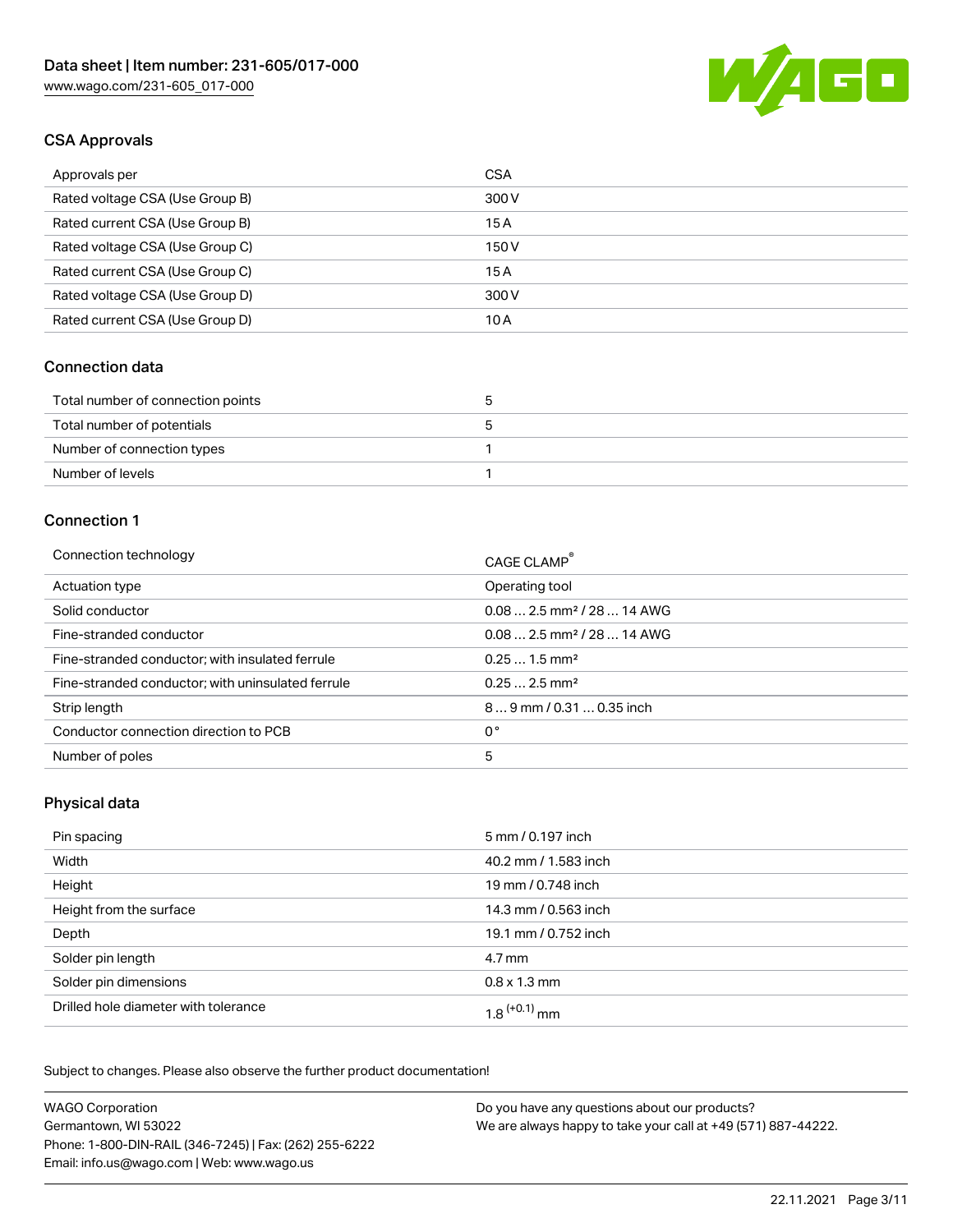## CSA Approvals

| Approvals per | CSA |
| --- | --- |
| Rated voltage CSA (Use Group B) | 300 V |
| Rated current CSA (Use Group B) | 15 A |
| Rated voltage CSA (Use Group C) | 150 V |
| Rated current CSA (Use Group C) | 15 A |
| Rated voltage CSA (Use Group D) | 300 V |
| Rated current CSA (Use Group D) | 10 A |

## Connection data

| Total number of connection points | 5 |
| --- | --- |
| Total number of potentials | 5 |
| Number of connection types | 1 |
| Number of levels | 1 |

## Connection 1

| Connection technology | CAGE CLAMP® |
| --- | --- |
| Actuation type | Operating tool |
| Solid conductor | 0.08 … 2.5 mm² / 28 … 14 AWG |
| Fine-stranded conductor | 0.08 … 2.5 mm² / 28 … 14 AWG |
| Fine-stranded conductor; with insulated ferrule | 0.25 … 1.5 mm² |
| Fine-stranded conductor; with uninsulated ferrule | 0.25 … 2.5 mm² |
| Strip length | 8 … 9 mm / 0.31 … 0.35 inch |
| Conductor connection direction to PCB | 0 ° |
| Number of poles | 5 |

## Physical data

| Pin spacing | 5 mm / 0.197 inch |
| --- | --- |
| Width | 40.2 mm / 1.583 inch |
| Height | 19 mm / 0.748 inch |
| Height from the surface | 14.3 mm / 0.563 inch |
| Depth | 19.1 mm / 0.752 inch |
| Solder pin length | 4.7 mm |
| Solder pin dimensions | 0.8 x 1.3 mm |
| Drilled hole diameter with tolerance | $1.8^{(+0.1)}$ mm |

Subject to changes. Please also observe the further product documentation!

WAGO Corporation
Germantown, WI 53022
Phone: 1-800-DIN-RAIL (346-7245) | Fax: (262) 255-6222
Email: info.us@wago.com | Web: www.wago.us

Do you have any questions about our products?
We are always happy to take your call at +49 (571) 887-44222.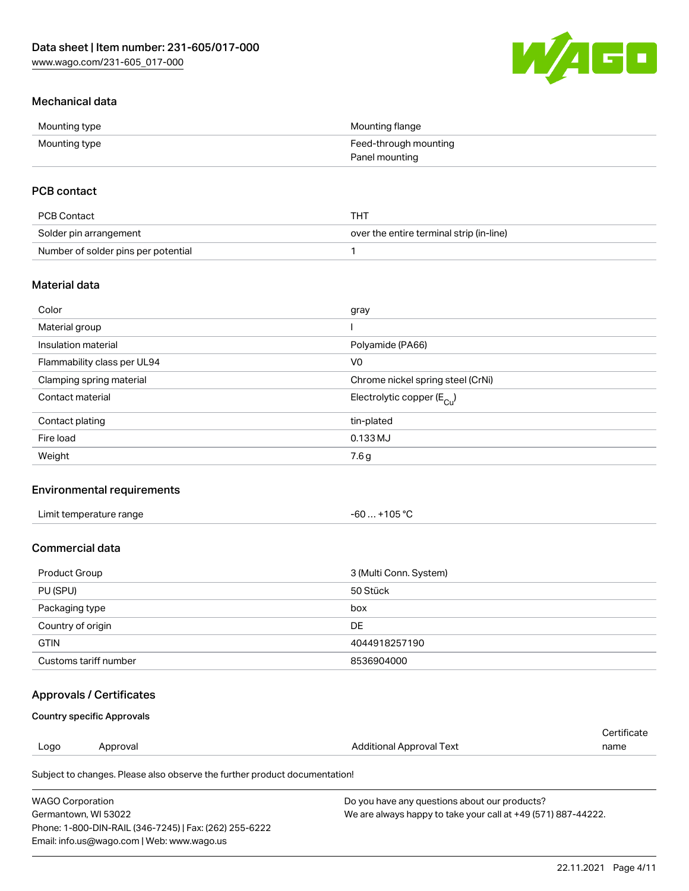## Mechanical data

| | |
|---|---|
| Mounting type | Mounting flange |
| Mounting type | Feed-through mounting<br>Panel mounting |

## PCB contact

| | |
|---|---|
| PCB Contact | THT |
| Solder pin arrangement | over the entire terminal strip (in-line) |
| Number of solder pins per potential | 1 |

## Material data

| | |
|---|---|
| Color | gray |
| Material group | I |
| Insulation material | Polyamide (PA66) |
| Flammability class per UL94 | V0 |
| Clamping spring material | Chrome nickel spring steel (CrNi) |
| Contact material | Electrolytic copper ($E_{Cu}$) |
| Contact plating | tin-plated |
| Fire load | 0.133 MJ |
| Weight | 7.6 g |

## Environmental requirements

| | |
|---|---|
| Limit temperature range | -60 … +105 °C |

## Commercial data

| | |
|---|---|
| Product Group | 3 (Multi Conn. System) |
| PU (SPU) | 50 Stück |
| Packaging type | box |
| Country of origin | DE |
| GTIN | 4044918257190 |
| Customs tariff number | 8536904000 |

## Approvals / Certificates

### Country specific Approvals

| Logo | Approval | Additional Approval Text | Certificate name |
|---|---|---|---|

Subject to changes. Please also observe the further product documentation!

WAGO Corporation
Germantown, WI 53022
Phone: 1-800-DIN-RAIL (346-7245) | Fax: (262) 255-6222
Email: info.us@wago.com | Web: www.wago.us

Do you have any questions about our products?
We are always happy to take your call at +49 (571) 887-44222.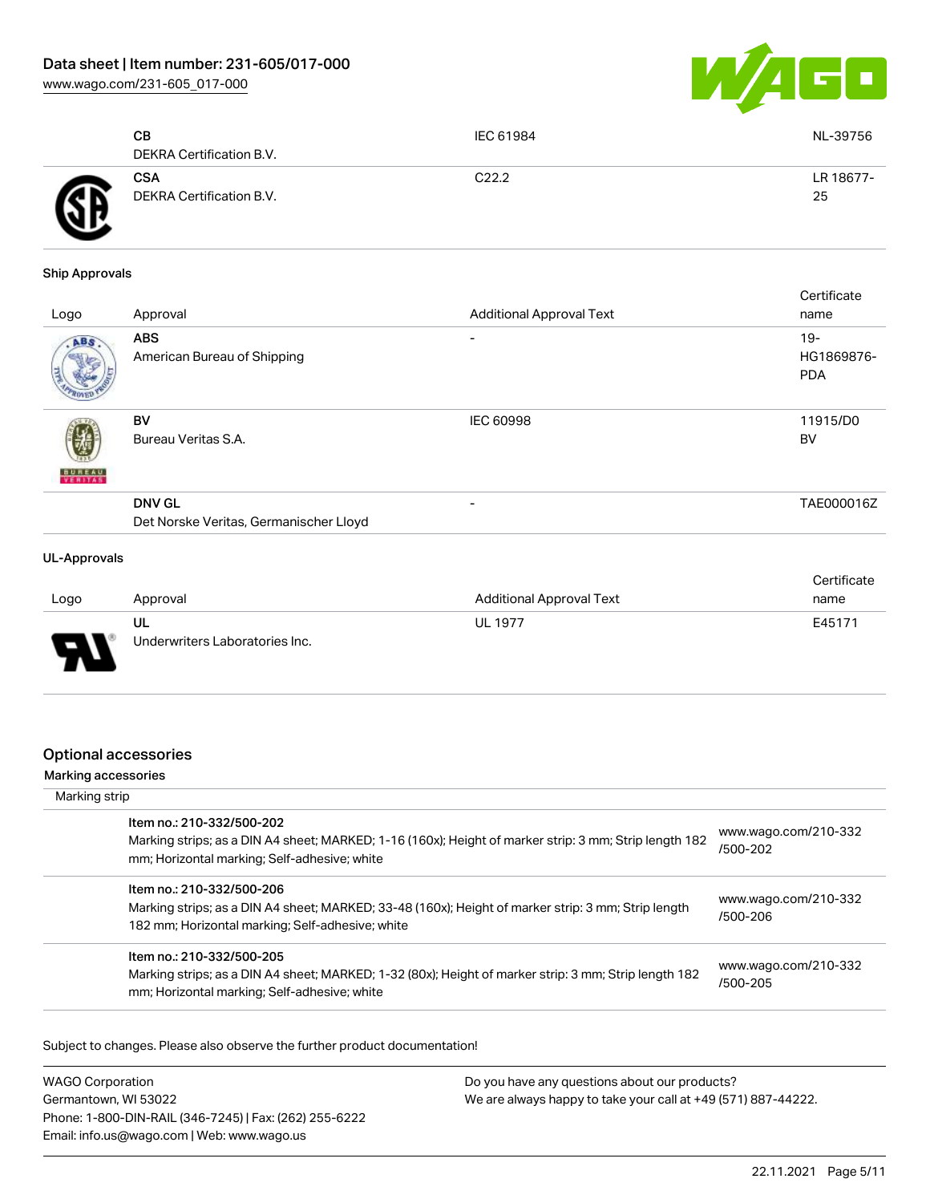| Logo | Approval | Additional Approval Text | Certificate name |
|---|---|---|---|
| | **CB**<br>DEKRA Certification B.V. | IEC 61984 | NL-39756 |
| | **CSA**<br>DEKRA Certification B.V. | C22.2 | LR 18677-25 |

#### Ship Approvals

| Logo | Approval | Additional Approval Text | Certificate name |
|---|---|---|---|
| | **ABS**<br>American Bureau of Shipping | - | 19-HG1869876-PDA |
| | **BV**<br>Bureau Veritas S.A. | IEC 60998 | 11915/D0 BV |
| | **DNV GL**<br>Det Norske Veritas, Germanischer Lloyd | - | TAE000016Z |

#### UL-Approvals

| Logo | Approval | Additional Approval Text | Certificate name |
|---|---|---|---|
| | **UL**<br>Underwriters Laboratories Inc. | UL 1977 | E45171 |

## Optional accessories

#### Marking accessories

Marking strip

| | |
|---|---|
| **Item no.: 210-332/500-202**<br>Marking strips; as a DIN A4 sheet; MARKED; 1-16 (160x); Height of marker strip: 3 mm; Strip length 182 mm; Horizontal marking; Self-adhesive; white | www.wago.com/210-332/500-202 |
| **Item no.: 210-332/500-206**<br>Marking strips; as a DIN A4 sheet; MARKED; 33-48 (160x); Height of marker strip: 3 mm; Strip length 182 mm; Horizontal marking; Self-adhesive; white | www.wago.com/210-332/500-206 |
| **Item no.: 210-332/500-205**<br>Marking strips; as a DIN A4 sheet; MARKED; 1-32 (80x); Height of marker strip: 3 mm; Strip length 182 mm; Horizontal marking; Self-adhesive; white | www.wago.com/210-332/500-205 |

Subject to changes. Please also observe the further product documentation!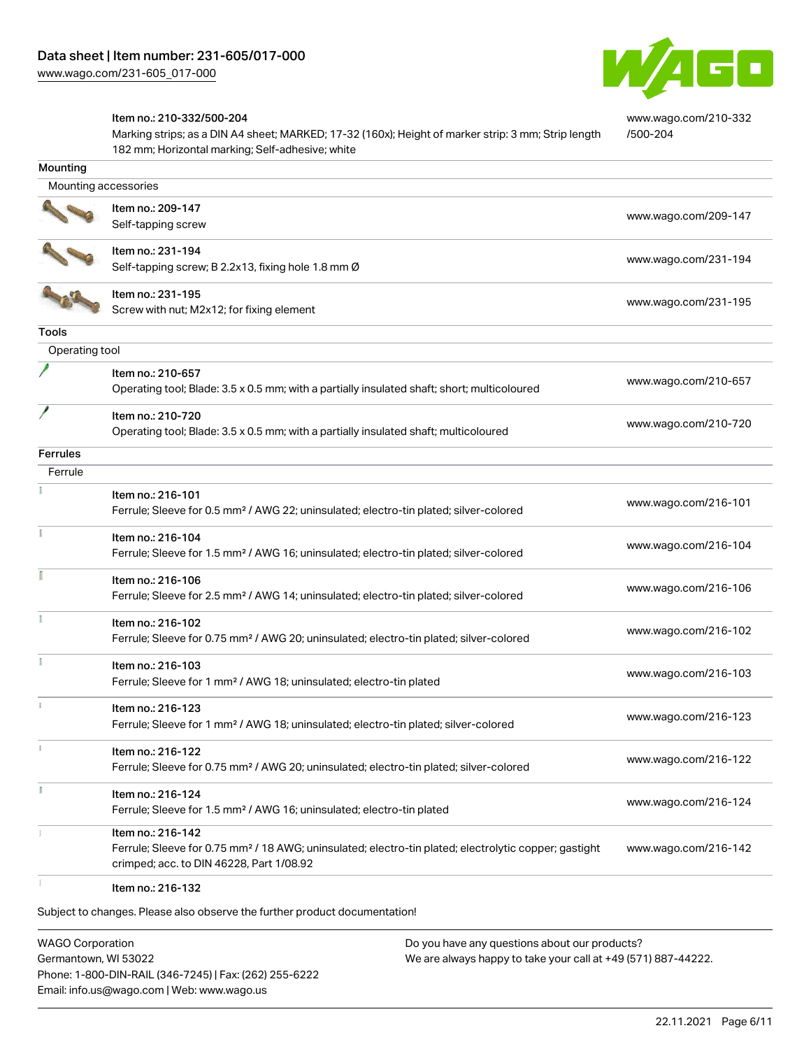| | | |
|---|---|---|
| | **Item no.: 210-332/500-204**<br>Marking strips; as a DIN A4 sheet; MARKED; 17-32 (160x); Height of marker strip: 3 mm; Strip length 182 mm; Horizontal marking; Self-adhesive; white | www.wago.com/210-332/500-204 |

## Mounting

### Mounting accessories

| | | |
|---|---|---|
| | **Item no.: 209-147**<br>Self-tapping screw | www.wago.com/209-147 |
| | **Item no.: 231-194**<br>Self-tapping screw; B 2.2x13, fixing hole 1.8 mm Ø | www.wago.com/231-194 |
| | **Item no.: 231-195**<br>Screw with nut; M2x12; for fixing element | www.wago.com/231-195 |

## Tools

### Operating tool

| | | |
|---|---|---|
| | **Item no.: 210-657**<br>Operating tool; Blade: 3.5 x 0.5 mm; with a partially insulated shaft; short; multicoloured | www.wago.com/210-657 |
| | **Item no.: 210-720**<br>Operating tool; Blade: 3.5 x 0.5 mm; with a partially insulated shaft; multicoloured | www.wago.com/210-720 |

## Ferrules

### Ferrule

| | | |
|---|---|---|
| | **Item no.: 216-101**<br>Ferrule; Sleeve for 0.5 mm² / AWG 22; uninsulated; electro-tin plated; silver-colored | www.wago.com/216-101 |
| | **Item no.: 216-104**<br>Ferrule; Sleeve for 1.5 mm² / AWG 16; uninsulated; electro-tin plated; silver-colored | www.wago.com/216-104 |
| | **Item no.: 216-106**<br>Ferrule; Sleeve for 2.5 mm² / AWG 14; uninsulated; electro-tin plated; silver-colored | www.wago.com/216-106 |
| | **Item no.: 216-102**<br>Ferrule; Sleeve for 0.75 mm² / AWG 20; uninsulated; electro-tin plated; silver-colored | www.wago.com/216-102 |
| | **Item no.: 216-103**<br>Ferrule; Sleeve for 1 mm² / AWG 18; uninsulated; electro-tin plated | www.wago.com/216-103 |
| | **Item no.: 216-123**<br>Ferrule; Sleeve for 1 mm² / AWG 18; uninsulated; electro-tin plated; silver-colored | www.wago.com/216-123 |
| | **Item no.: 216-122**<br>Ferrule; Sleeve for 0.75 mm² / AWG 20; uninsulated; electro-tin plated; silver-colored | www.wago.com/216-122 |
| | **Item no.: 216-124**<br>Ferrule; Sleeve for 1.5 mm² / AWG 16; uninsulated; electro-tin plated | www.wago.com/216-124 |
| | **Item no.: 216-142**<br>Ferrule; Sleeve for 0.75 mm² / 18 AWG; uninsulated; electro-tin plated; electrolytic copper; gastight crimped; acc. to DIN 46228, Part 1/08.92 | www.wago.com/216-142 |
| | **Item no.: 216-132** | |

Subject to changes. Please also observe the further product documentation!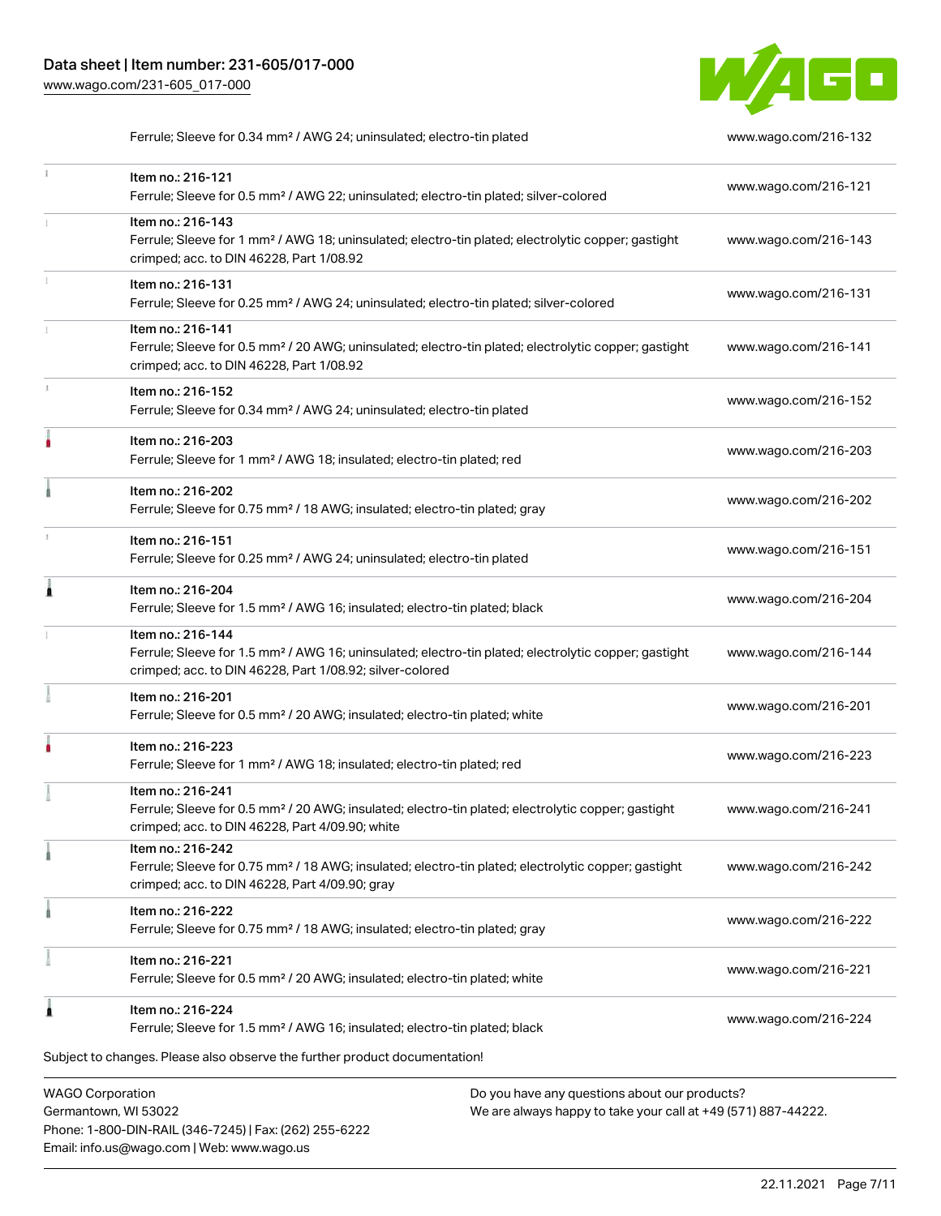| | | |
|---|---|---|
| | Ferrule; Sleeve for 0.34 mm² / AWG 24; uninsulated; electro-tin plated | www.wago.com/216-132 |
| | Item no.: 216-121<br>Ferrule; Sleeve for 0.5 mm² / AWG 22; uninsulated; electro-tin plated; silver-colored | www.wago.com/216-121 |
| | Item no.: 216-143<br>Ferrule; Sleeve for 1 mm² / AWG 18; uninsulated; electro-tin plated; electrolytic copper; gastight crimped; acc. to DIN 46228, Part 1/08.92 | www.wago.com/216-143 |
| | Item no.: 216-131<br>Ferrule; Sleeve for 0.25 mm² / AWG 24; uninsulated; electro-tin plated; silver-colored | www.wago.com/216-131 |
| | Item no.: 216-141<br>Ferrule; Sleeve for 0.5 mm² / 20 AWG; uninsulated; electro-tin plated; electrolytic copper; gastight crimped; acc. to DIN 46228, Part 1/08.92 | www.wago.com/216-141 |
| | Item no.: 216-152<br>Ferrule; Sleeve for 0.34 mm² / AWG 24; uninsulated; electro-tin plated | www.wago.com/216-152 |
| | Item no.: 216-203<br>Ferrule; Sleeve for 1 mm² / AWG 18; insulated; electro-tin plated; red | www.wago.com/216-203 |
| | Item no.: 216-202<br>Ferrule; Sleeve for 0.75 mm² / 18 AWG; insulated; electro-tin plated; gray | www.wago.com/216-202 |
| | Item no.: 216-151<br>Ferrule; Sleeve for 0.25 mm² / AWG 24; uninsulated; electro-tin plated | www.wago.com/216-151 |
| | Item no.: 216-204<br>Ferrule; Sleeve for 1.5 mm² / AWG 16; insulated; electro-tin plated; black | www.wago.com/216-204 |
| | Item no.: 216-144<br>Ferrule; Sleeve for 1.5 mm² / AWG 16; uninsulated; electro-tin plated; electrolytic copper; gastight crimped; acc. to DIN 46228, Part 1/08.92; silver-colored | www.wago.com/216-144 |
| | Item no.: 216-201<br>Ferrule; Sleeve for 0.5 mm² / 20 AWG; insulated; electro-tin plated; white | www.wago.com/216-201 |
| | Item no.: 216-223<br>Ferrule; Sleeve for 1 mm² / AWG 18; insulated; electro-tin plated; red | www.wago.com/216-223 |
| | Item no.: 216-241<br>Ferrule; Sleeve for 0.5 mm² / 20 AWG; insulated; electro-tin plated; electrolytic copper; gastight crimped; acc. to DIN 46228, Part 4/09.90; white | www.wago.com/216-241 |
| | Item no.: 216-242<br>Ferrule; Sleeve for 0.75 mm² / 18 AWG; insulated; electro-tin plated; electrolytic copper; gastight crimped; acc. to DIN 46228, Part 4/09.90; gray | www.wago.com/216-242 |
| | Item no.: 216-222<br>Ferrule; Sleeve for 0.75 mm² / 18 AWG; insulated; electro-tin plated; gray | www.wago.com/216-222 |
| | Item no.: 216-221<br>Ferrule; Sleeve for 0.5 mm² / 20 AWG; insulated; electro-tin plated; white | www.wago.com/216-221 |
| | Item no.: 216-224<br>Ferrule; Sleeve for 1.5 mm² / AWG 16; insulated; electro-tin plated; black | www.wago.com/216-224 |

Subject to changes. Please also observe the further product documentation!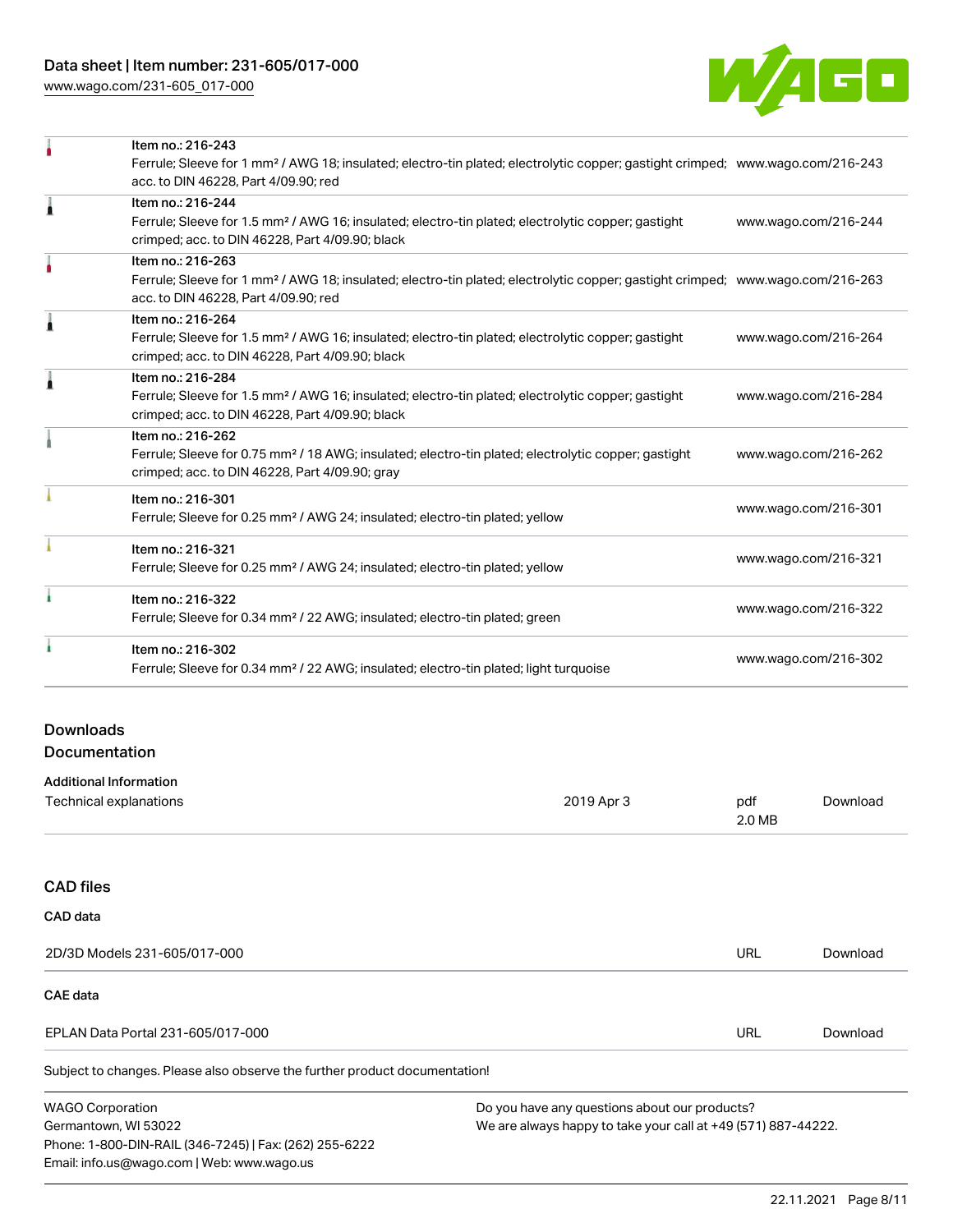| Item | Description | Link |
| --- | --- | --- |
| Item no.: 216-243 | Ferrule; Sleeve for 1 mm² / AWG 18; insulated; electro-tin plated; electrolytic copper; gastight crimped; acc. to DIN 46228, Part 4/09.90; red | www.wago.com/216-243 |
| Item no.: 216-244 | Ferrule; Sleeve for 1.5 mm² / AWG 16; insulated; electro-tin plated; electrolytic copper; gastight crimped; acc. to DIN 46228, Part 4/09.90; black | www.wago.com/216-244 |
| Item no.: 216-263 | Ferrule; Sleeve for 1 mm² / AWG 18; insulated; electro-tin plated; electrolytic copper; gastight crimped; acc. to DIN 46228, Part 4/09.90; red | www.wago.com/216-263 |
| Item no.: 216-264 | Ferrule; Sleeve for 1.5 mm² / AWG 16; insulated; electro-tin plated; electrolytic copper; gastight crimped; acc. to DIN 46228, Part 4/09.90; black | www.wago.com/216-264 |
| Item no.: 216-284 | Ferrule; Sleeve for 1.5 mm² / AWG 16; insulated; electro-tin plated; electrolytic copper; gastight crimped; acc. to DIN 46228, Part 4/09.90; black | www.wago.com/216-284 |
| Item no.: 216-262 | Ferrule; Sleeve for 0.75 mm² / 18 AWG; insulated; electro-tin plated; electrolytic copper; gastight crimped; acc. to DIN 46228, Part 4/09.90; gray | www.wago.com/216-262 |
| Item no.: 216-301 | Ferrule; Sleeve for 0.25 mm² / AWG 24; insulated; electro-tin plated; yellow | www.wago.com/216-301 |
| Item no.: 216-321 | Ferrule; Sleeve for 0.25 mm² / AWG 24; insulated; electro-tin plated; yellow | www.wago.com/216-321 |
| Item no.: 216-322 | Ferrule; Sleeve for 0.34 mm² / 22 AWG; insulated; electro-tin plated; green | www.wago.com/216-322 |
| Item no.: 216-302 | Ferrule; Sleeve for 0.34 mm² / 22 AWG; insulated; electro-tin plated; light turquoise | www.wago.com/216-302 |

## Downloads

## Documentation

### Additional Information

| Document | Date | Format | |
| --- | --- | --- | --- |
| Technical explanations | 2019 Apr 3 | pdf 2.0 MB | Download |

## CAD files

### CAD data

| File | Type | |
| --- | --- | --- |
| 2D/3D Models 231-605/017-000 | URL | Download |

### CAE data

| File | Type | |
| --- | --- | --- |
| EPLAN Data Portal 231-605/017-000 | URL | Download |

Subject to changes. Please also observe the further product documentation!

WAGO Corporation
Germantown, WI 53022
Phone: 1-800-DIN-RAIL (346-7245) | Fax: (262) 255-6222
Email: info.us@wago.com | Web: www.wago.us

Do you have any questions about our products?
We are always happy to take your call at +49 (571) 887-44222.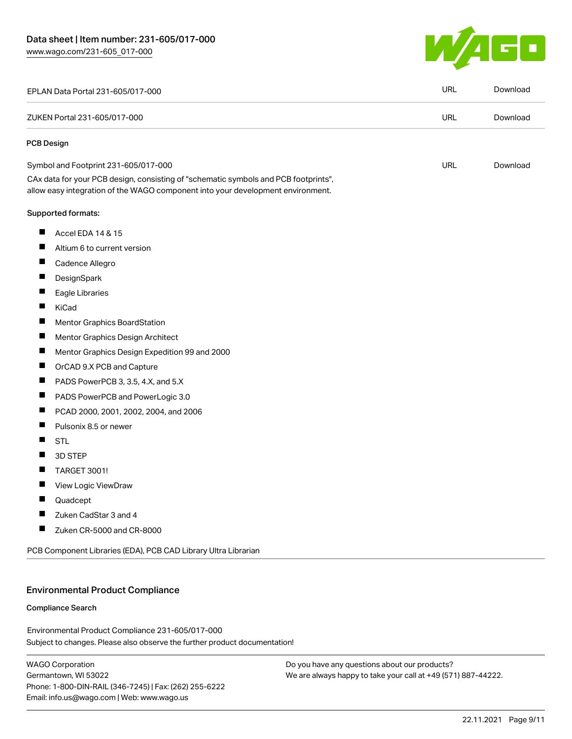| | | |
|---|---|---|
| EPLAN Data Portal 231-605/017-000 | URL | Download |
| ZUKEN Portal 231-605/017-000 | URL | Download |

**PCB Design**

| | | |
|---|---|---|
| Symbol and Footprint 231-605/017-000 | URL | Download |

CAx data for your PCB design, consisting of "schematic symbols and PCB footprints", allow easy integration of the WAGO component into your development environment.

Supported formats:

- Accel EDA 14 & 15
- Altium 6 to current version
- Cadence Allegro
- DesignSpark
- Eagle Libraries
- KiCad
- Mentor Graphics BoardStation
- Mentor Graphics Design Architect
- Mentor Graphics Design Expedition 99 and 2000
- OrCAD 9.X PCB and Capture
- PADS PowerPCB 3, 3.5, 4.X, and 5.X
- PADS PowerPCB and PowerLogic 3.0
- PCAD 2000, 2001, 2002, 2004, and 2006
- Pulsonix 8.5 or newer
- STL
- 3D STEP
- TARGET 3001!
- View Logic ViewDraw
- Quadcept
- Zuken CadStar 3 and 4
- Zuken CR-5000 and CR-8000

PCB Component Libraries (EDA), PCB CAD Library Ultra Librarian

## Environmental Product Compliance

**Compliance Search**

Environmental Product Compliance 231-605/017-000

Subject to changes. Please also observe the further product documentation!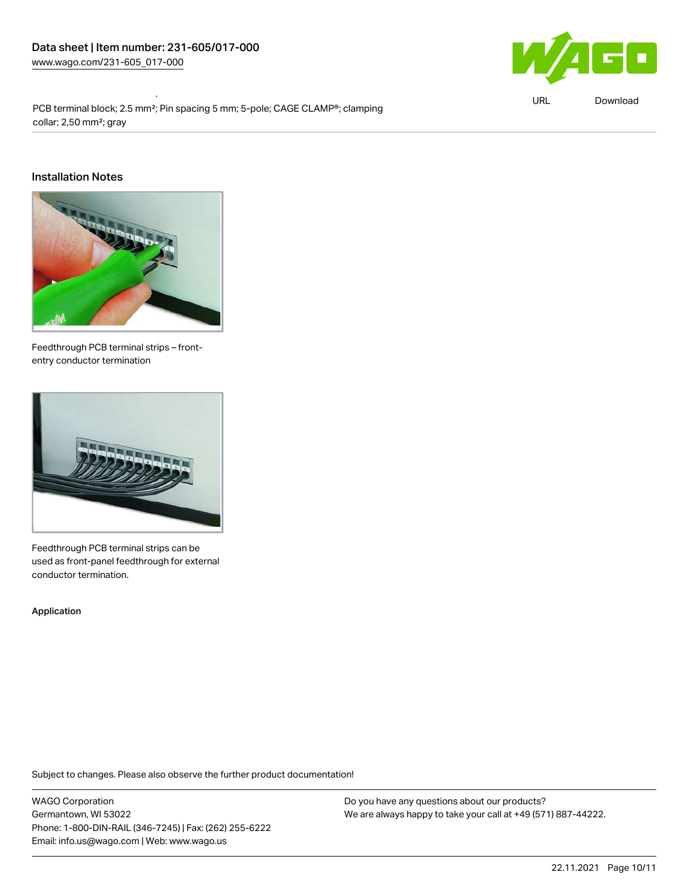PCB terminal block; 2.5 mm²; Pin spacing 5 mm; 5-pole; CAGE CLAMP®; clamping collar; 2,50 mm²; gray

## Installation Notes

Feedthrough PCB terminal strips – front-entry conductor termination

Feedthrough PCB terminal strips can be used as front-panel feedthrough for external conductor termination.

### Application

Subject to changes. Please also observe the further product documentation!

WAGO Corporation
Germantown, WI 53022
Phone: 1-800-DIN-RAIL (346-7245) | Fax: (262) 255-6222
Email: info.us@wago.com | Web: www.wago.us

Do you have any questions about our products?
We are always happy to take your call at +49 (571) 887-44222.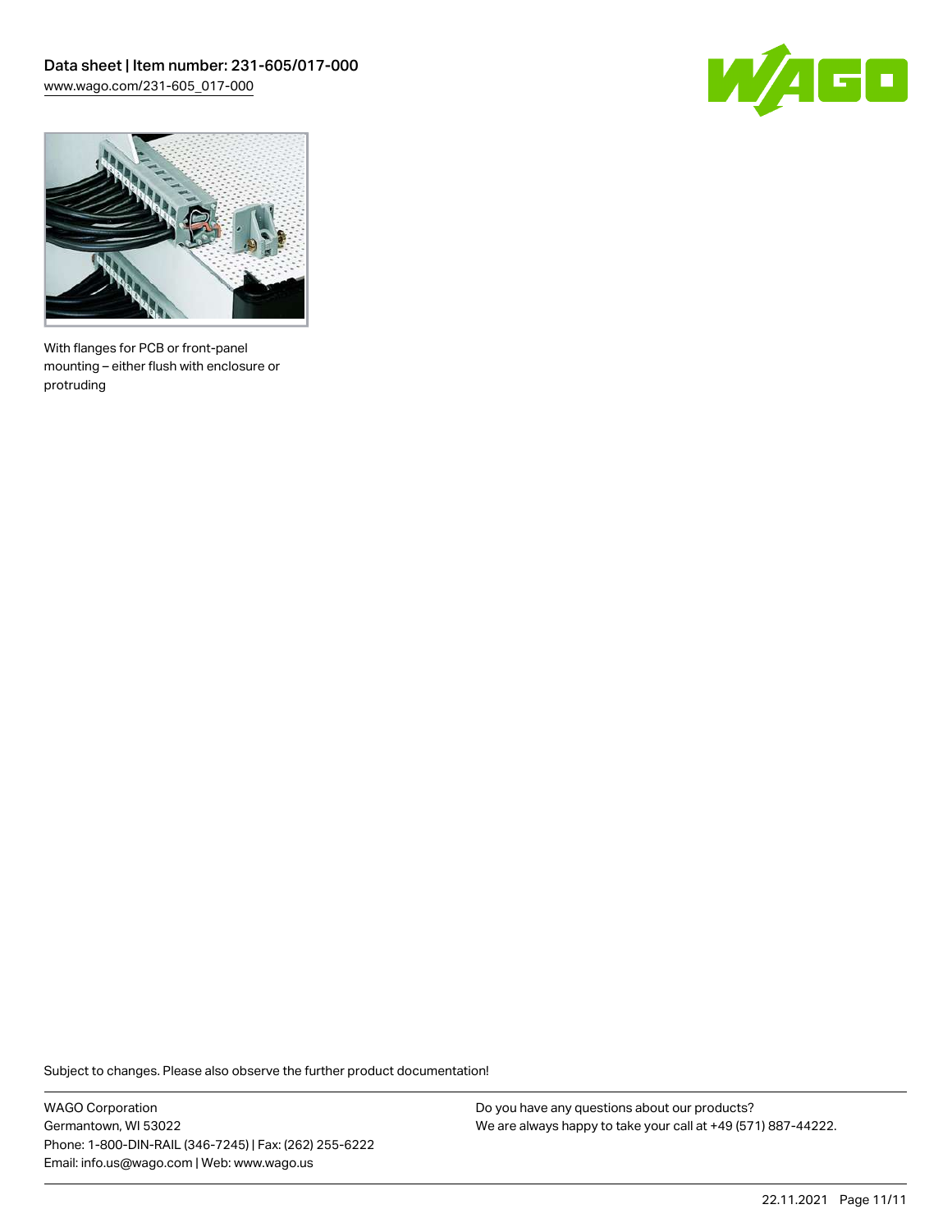With flanges for PCB or front-panel mounting – either flush with enclosure or protruding

Subject to changes. Please also observe the further product documentation!

WAGO Corporation
Germantown, WI 53022
Phone: 1-800-DIN-RAIL (346-7245) | Fax: (262) 255-6222
Email: info.us@wago.com | Web: www.wago.us

Do you have any questions about our products?
We are always happy to take your call at +49 (571) 887-44222.